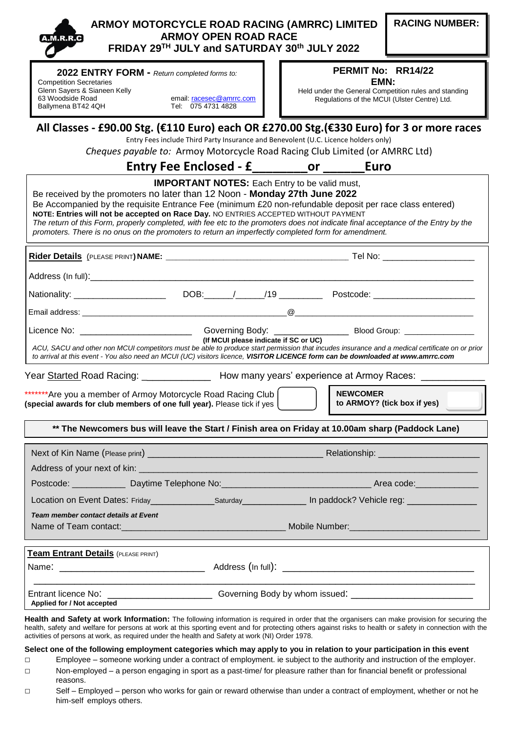A.M.R.R.C

# ARMOY MOTORCYCLE ROAD RACING (AMRRC) LIMITED
## ARMOY OPEN ROAD RACE
## FRIDAY 29TH JULY and SATURDAY 30th JULY 2022

**RACING NUMBER:**

**2022 ENTRY FORM -** *Return completed forms to:*
Competition Secretaries
Glenn Sayers & Sianeen Kelly
63 Woodside Road
Ballymena BT42 4QH
email: racesec@amrrc.com
Tel: 075 4731 4828

**PERMIT No: RR14/22**
**EMN:**
Held under the General Competition rules and standing Regulations of the MCUI (Ulster Centre) Ltd.

**All Classes - £90.00 Stg. (€110 Euro) each OR £270.00 Stg.(€330 Euro) for 3 or more races**

Entry Fees include Third Party Insurance and Benevolent (U.C. Licence holders only)

*Cheques payable to:* Armoy Motorcycle Road Racing Club Limited (or AMRRC Ltd)

**Entry Fee Enclosed - £________ or ______ Euro**

**IMPORTANT NOTES:** Each Entry to be valid must,
Be received by the promoters no later than 12 Noon - **Monday 27th June 2022**
Be Accompanied by the requisite Entrance Fee (minimum £20 non-refundable deposit per race class entered)
**NOTE: Entries will not be accepted on Race Day.** NO ENTRIES ACCEPTED WITHOUT PAYMENT
*The return of this Form, properly completed, with fee etc to the promoters does not indicate final acceptance of the Entry by the promoters. There is no onus on the promoters to return an imperfectly completed form for amendment.*

**Rider Details** (PLEASE PRINT) **NAME:** ______________________________ Tel No: ________________

Address (In full):____________________________________________________________

Nationality: ________________ DOB:_____/_____/19 ________ Postcode: __________________

Email address: ____________________________@________________________________

Licence No: ____________________ Governing Body: ______________ Blood Group: _____________
**(If MCUI please indicate if SC or UC)**

*ACU, SACU and other non MCUI competitors must be able to produce start permission that incudes insurance and a medical certificate on or prior to arrival at this event - You also need an MCUI (UC) visitors licence,* ***VISITOR LICENCE form can be downloaded at www.amrrc.com***

Year Started Road Racing: ____________ How many years' experience at Armoy Races: __________

*******Are you a member of Armoy Motorcycle Road Racing Club **(special awards for club members of one full year).** Please tick if yes ☐

**NEWCOMER to ARMOY? (tick box if yes)** ☐

**\*\* The Newcomers bus will leave the Start / Finish area on Friday at 10.00am sharp (Paddock Lane)**

Next of Kin Name (Please print) ______________________________ Relationship: ________________

Address of your next of kin: _________________________________________________________

Postcode: __________ Daytime Telephone No:__________________________ Area code:___________

Location on Event Dates: Friday____________Saturday____________ In paddock? Vehicle reg: ____________

***Team member contact details at Event***
Name of Team contact:______________________________ Mobile Number:______________________

**Team Entrant Details** (PLEASE PRINT)

Name: __________________________ Address (In full): ________________________________

_____________________________________________________________________________

Entrant licence No: __________________ Governing Body by whom issued: ____________________
**Applied for / Not accepted**

**Health and Safety at work Information:** The following information is required in order that the organisers can make provision for securing the health, safety and welfare for persons at work at this sporting event and for protecting others against risks to health or safety in connection with the activities of persons at work, as required under the Health and Safety at work (NI) Order 1978.

**Select one of the following employment categories which may apply to you in relation to your participation in this event**

- ☐ Employee – someone working under a contract of employment. ie subject to the authority and instruction of the employer.
- ☐ Non-employed – a person engaging in sport as a past-time/ for pleasure rather than for financial benefit or professional reasons.
- ☐ Self – Employed – person who works for gain or reward otherwise than under a contract of employment, whether or not he him-self employs others.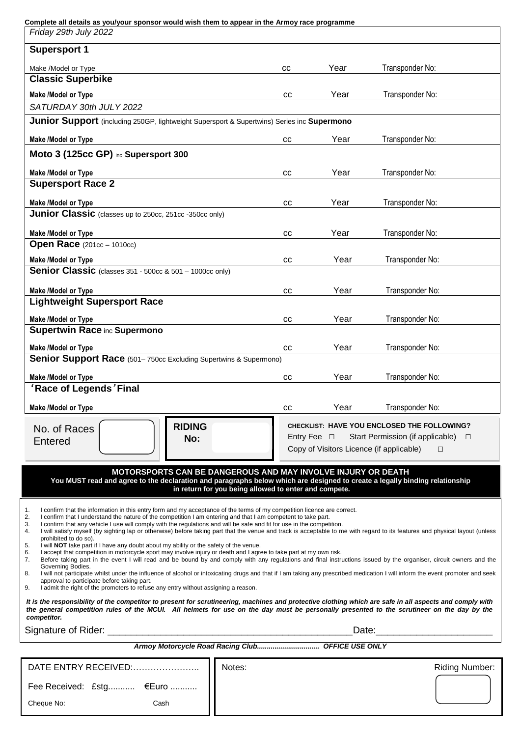**Complete all details as you/your sponsor would wish them to appear in the Armoy race programme**

*Friday 29th July 2022*

| | | | |
|---|---|---|---|
| **Supersport 1** | | | |
| Make /Model or Type | cc | Year | Transponder No: |
| **Classic Superbike** | | | |
| **Make /Model or Type** | cc | Year | Transponder No: |
| *SATURDAY 30th JULY 2022* | | | |
| **Junior Support** (including 250GP, lightweight Supersport & Supertwins) Series inc **Supermono** | | | |
| **Make /Model or Type** | cc | Year | Transponder No: |
| **Moto 3 (125cc GP)** inc **Supersport 300** | | | |
| **Make /Model or Type** | cc | Year | Transponder No: |
| **Supersport Race 2** | | | |
| **Make /Model or Type** | cc | Year | Transponder No: |
| **Junior Classic** (classes up to 250cc, 251cc -350cc only) | | | |
| **Make /Model or Type** | cc | Year | Transponder No: |
| **Open Race** (201cc – 1010cc) | | | |
| **Make /Model or Type** | cc | Year | Transponder No: |
| **Senior Classic** (classes 351 - 500cc & 501 – 1000cc only) | | | |
| **Make /Model or Type** | cc | Year | Transponder No: |
| **Lightweight Supersport Race** | | | |
| **Make /Model or Type** | cc | Year | Transponder No: |
| **Supertwin Race** inc **Supermono** | | | |
| **Make /Model or Type** | cc | Year | Transponder No: |
| **Senior Support Race** (501– 750cc Excluding Supertwins & Supermono) | | | |
| **Make /Model or Type** | cc | Year | Transponder No: |
| **'Race of Legends' Final** | | | |
| **Make /Model or Type** | cc | Year | Transponder No: |

No. of Races Entered

**RIDING No:**

**CHECKLIST: HAVE YOU ENCLOSED THE FOLLOWING?**

Entry Fee ☐ Start Permission (if applicable) ☐

Copy of Visitors Licence (if applicable) ☐

**MOTORSPORTS CAN BE DANGEROUS AND MAY INVOLVE INJURY OR DEATH**

**You MUST read and agree to the declaration and paragraphs below which are designed to create a legally binding relationship in return for you being allowed to enter and compete.**

1. I confirm that the information in this entry form and my acceptance of the terms of my competition licence are correct.
2. I confirm that I understand the nature of the competition I am entering and that I am competent to take part.
3. I confirm that any vehicle I use will comply with the regulations and will be safe and fit for use in the competition.
4. I will satisfy myself (by sighting lap or otherwise) before taking part that the venue and track is acceptable to me with regard to its features and physical layout (unless prohibited to do so).
5. I will **NOT** take part if I have any doubt about my ability or the safety of the venue.
6. I accept that competition in motorcycle sport may involve injury or death and I agree to take part at my own risk.
7. Before taking part in the event I will read and be bound by and comply with any regulations and final instructions issued by the organiser, circuit owners and the Governing Bodies.
8. I will not participate whilst under the influence of alcohol or intoxicating drugs and that if I am taking any prescribed medication I will inform the event promoter and seek approval to participate before taking part.
9. I admit the right of the promoters to refuse any entry without assigning a reason.

***It is the responsibility of the competitor to present for scrutineering, machines and protective clothing which are safe in all aspects and comply with the general competition rules of the MCUI. All helmets for use on the day must be personally presented to the scrutineer on the day by the competitor.***

Signature of Rider: ______________________________________________ Date:_____________________

***Armoy Motorcycle Road Racing Club................................ OFFICE USE ONLY***

DATE ENTRY RECEIVED:…………………..

Fee Received: £stg........... €Euro ...........

Cheque No: Cash

Notes:

Riding Number: